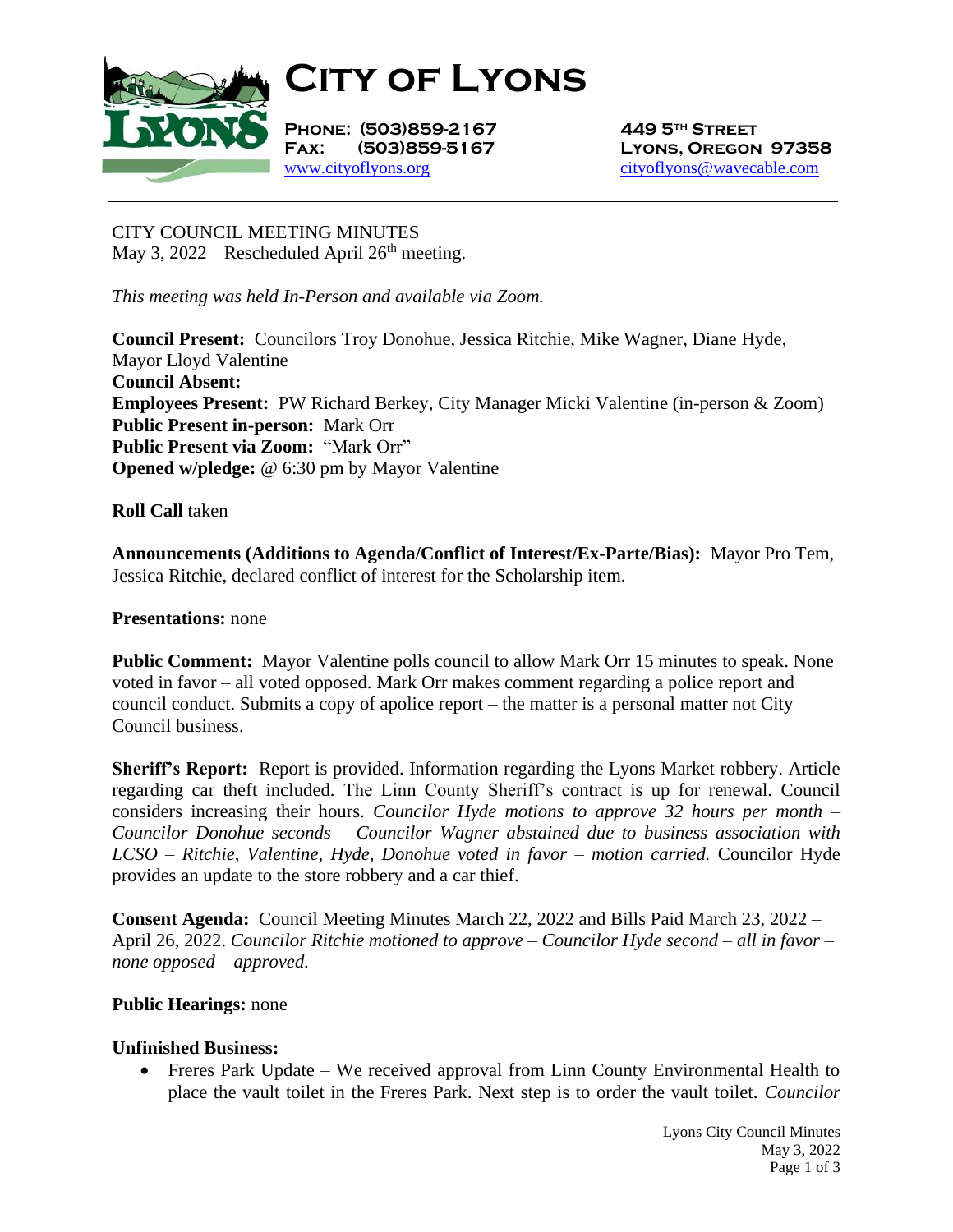# City of Lyons

**Phone: (503)859-2167**
**Fax: (503)859-5167**
www.cityoflyons.org

**449 5th Street**
**Lyons, Oregon 97358**
cityoflyons@wavecable.com

---

CITY COUNCIL MEETING MINUTES
May 3, 2022 Rescheduled April 26th meeting.

*This meeting was held In-Person and available via Zoom.*

**Council Present:** Councilors Troy Donohue, Jessica Ritchie, Mike Wagner, Diane Hyde, Mayor Lloyd Valentine
**Council Absent:**
**Employees Present:** PW Richard Berkey, City Manager Micki Valentine (in-person & Zoom)
**Public Present in-person:** Mark Orr
**Public Present via Zoom:** "Mark Orr"
**Opened w/pledge:** @ 6:30 pm by Mayor Valentine

**Roll Call** taken

**Announcements (Additions to Agenda/Conflict of Interest/Ex-Parte/Bias):** Mayor Pro Tem, Jessica Ritchie, declared conflict of interest for the Scholarship item.

**Presentations:** none

**Public Comment:** Mayor Valentine polls council to allow Mark Orr 15 minutes to speak. None voted in favor – all voted opposed. Mark Orr makes comment regarding a police report and council conduct. Submits a copy of apolice report – the matter is a personal matter not City Council business.

**Sheriff's Report:** Report is provided. Information regarding the Lyons Market robbery. Article regarding car theft included. The Linn County Sheriff's contract is up for renewal. Council considers increasing their hours. *Councilor Hyde motions to approve 32 hours per month – Councilor Donohue seconds – Councilor Wagner abstained due to business association with LCSO – Ritchie, Valentine, Hyde, Donohue voted in favor – motion carried.* Councilor Hyde provides an update to the store robbery and a car thief.

**Consent Agenda:** Council Meeting Minutes March 22, 2022 and Bills Paid March 23, 2022 – April 26, 2022. *Councilor Ritchie motioned to approve – Councilor Hyde second – all in favor – none opposed – approved.*

**Public Hearings:** none

**Unfinished Business:**

- Freres Park Update – We received approval from Linn County Environmental Health to place the vault toilet in the Freres Park. Next step is to order the vault toilet. *Councilor*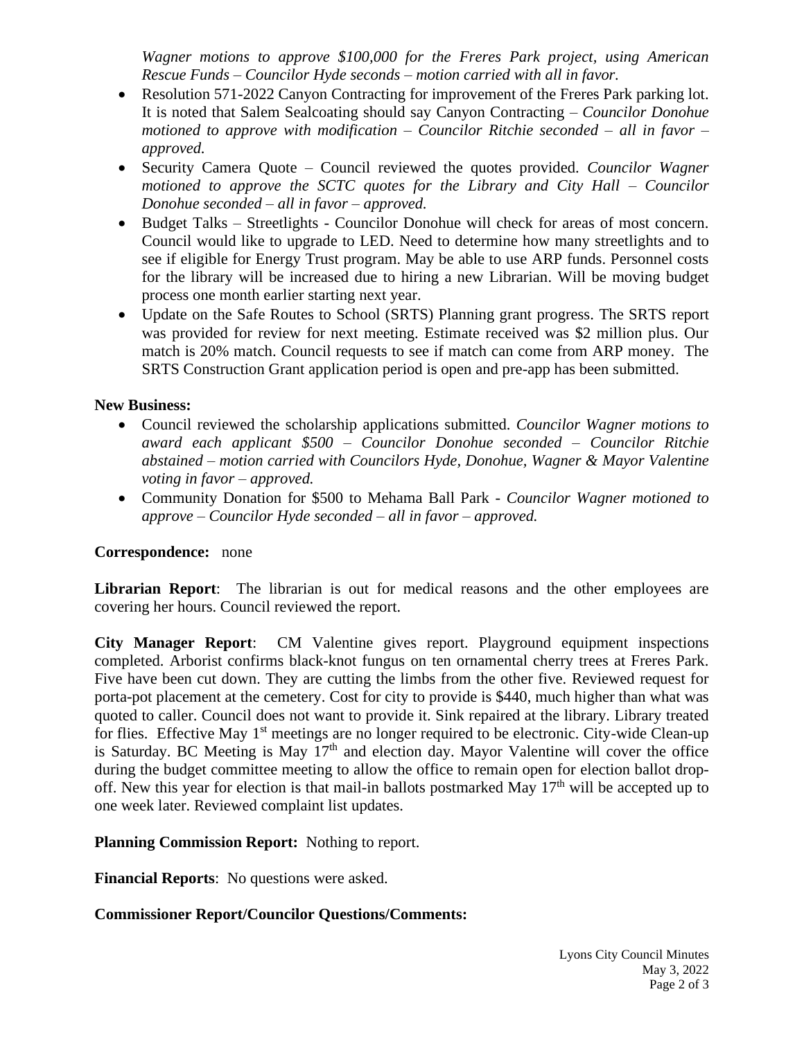*Wagner motions to approve $100,000 for the Freres Park project, using American Rescue Funds – Councilor Hyde seconds – motion carried with all in favor.*

- Resolution 571-2022 Canyon Contracting for improvement of the Freres Park parking lot. It is noted that Salem Sealcoating should say Canyon Contracting – *Councilor Donohue motioned to approve with modification – Councilor Ritchie seconded – all in favor – approved.*
- Security Camera Quote – Council reviewed the quotes provided. *Councilor Wagner motioned to approve the SCTC quotes for the Library and City Hall – Councilor Donohue seconded – all in favor – approved.*
- Budget Talks – Streetlights - Councilor Donohue will check for areas of most concern. Council would like to upgrade to LED. Need to determine how many streetlights and to see if eligible for Energy Trust program. May be able to use ARP funds. Personnel costs for the library will be increased due to hiring a new Librarian. Will be moving budget process one month earlier starting next year.
- Update on the Safe Routes to School (SRTS) Planning grant progress. The SRTS report was provided for review for next meeting. Estimate received was $2 million plus. Our match is 20% match. Council requests to see if match can come from ARP money. The SRTS Construction Grant application period is open and pre-app has been submitted.

**New Business:**

- Council reviewed the scholarship applications submitted. *Councilor Wagner motions to award each applicant $500 – Councilor Donohue seconded – Councilor Ritchie abstained – motion carried with Councilors Hyde, Donohue, Wagner & Mayor Valentine voting in favor – approved.*
- Community Donation for $500 to Mehama Ball Park - *Councilor Wagner motioned to approve – Councilor Hyde seconded – all in favor – approved.*

**Correspondence:** none

**Librarian Report**: The librarian is out for medical reasons and the other employees are covering her hours. Council reviewed the report.

**City Manager Report**: CM Valentine gives report. Playground equipment inspections completed. Arborist confirms black-knot fungus on ten ornamental cherry trees at Freres Park. Five have been cut down. They are cutting the limbs from the other five. Reviewed request for porta-pot placement at the cemetery. Cost for city to provide is $440, much higher than what was quoted to caller. Council does not want to provide it. Sink repaired at the library. Library treated for flies. Effective May 1st meetings are no longer required to be electronic. City-wide Clean-up is Saturday. BC Meeting is May 17th and election day. Mayor Valentine will cover the office during the budget committee meeting to allow the office to remain open for election ballot drop-off. New this year for election is that mail-in ballots postmarked May 17th will be accepted up to one week later. Reviewed complaint list updates.

**Planning Commission Report:** Nothing to report.

**Financial Reports**: No questions were asked.

**Commissioner Report/Councilor Questions/Comments:**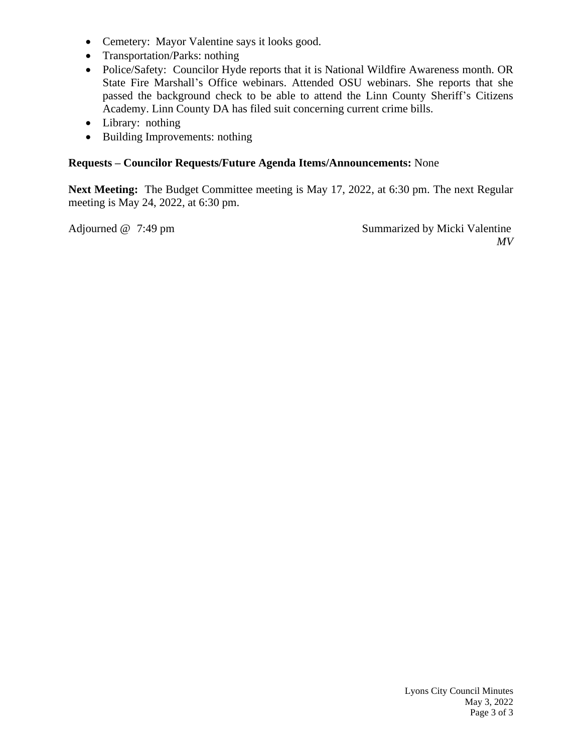- Cemetery: Mayor Valentine says it looks good.
- Transportation/Parks: nothing
- Police/Safety: Councilor Hyde reports that it is National Wildfire Awareness month. OR State Fire Marshall's Office webinars. Attended OSU webinars. She reports that she passed the background check to be able to attend the Linn County Sheriff's Citizens Academy. Linn County DA has filed suit concerning current crime bills.
- Library: nothing
- Building Improvements: nothing

**Requests – Councilor Requests/Future Agenda Items/Announcements:** None

**Next Meeting:** The Budget Committee meeting is May 17, 2022, at 6:30 pm. The next Regular meeting is May 24, 2022, at 6:30 pm.

Adjourned @ 7:49 pm

Summarized by Micki Valentine
*MV*